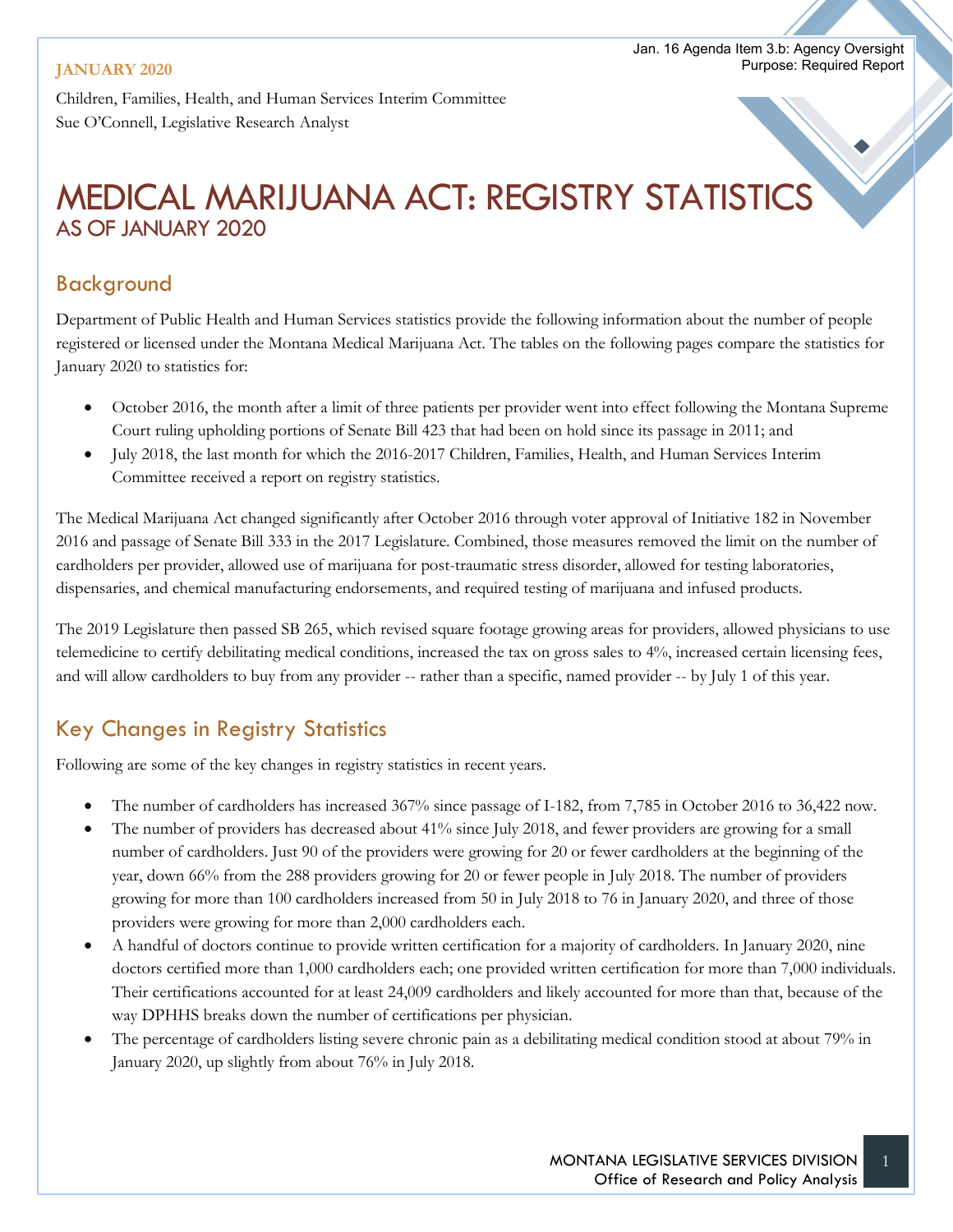Jan. 16 Agenda Item 3.b: Agency Oversight
Purpose: Required Report

**JANUARY 2020**

Children, Families, Health, and Human Services Interim Committee
Sue O'Connell, Legislative Research Analyst

# MEDICAL MARIJUANA ACT: REGISTRY STATISTICS
## AS OF JANUARY 2020

## Background

Department of Public Health and Human Services statistics provide the following information about the number of people registered or licensed under the Montana Medical Marijuana Act. The tables on the following pages compare the statistics for January 2020 to statistics for:

- October 2016, the month after a limit of three patients per provider went into effect following the Montana Supreme Court ruling upholding portions of Senate Bill 423 that had been on hold since its passage in 2011; and
- July 2018, the last month for which the 2016-2017 Children, Families, Health, and Human Services Interim Committee received a report on registry statistics.

The Medical Marijuana Act changed significantly after October 2016 through voter approval of Initiative 182 in November 2016 and passage of Senate Bill 333 in the 2017 Legislature. Combined, those measures removed the limit on the number of cardholders per provider, allowed use of marijuana for post-traumatic stress disorder, allowed for testing laboratories, dispensaries, and chemical manufacturing endorsements, and required testing of marijuana and infused products.

The 2019 Legislature then passed SB 265, which revised square footage growing areas for providers, allowed physicians to use telemedicine to certify debilitating medical conditions, increased the tax on gross sales to 4%, increased certain licensing fees, and will allow cardholders to buy from any provider -- rather than a specific, named provider -- by July 1 of this year.

## Key Changes in Registry Statistics

Following are some of the key changes in registry statistics in recent years.

- The number of cardholders has increased 367% since passage of I-182, from 7,785 in October 2016 to 36,422 now.
- The number of providers has decreased about 41% since July 2018, and fewer providers are growing for a small number of cardholders. Just 90 of the providers were growing for 20 or fewer cardholders at the beginning of the year, down 66% from the 288 providers growing for 20 or fewer people in July 2018. The number of providers growing for more than 100 cardholders increased from 50 in July 2018 to 76 in January 2020, and three of those providers were growing for more than 2,000 cardholders each.
- A handful of doctors continue to provide written certification for a majority of cardholders. In January 2020, nine doctors certified more than 1,000 cardholders each; one provided written certification for more than 7,000 individuals. Their certifications accounted for at least 24,009 cardholders and likely accounted for more than that, because of the way DPHHS breaks down the number of certifications per physician.
- The percentage of cardholders listing severe chronic pain as a debilitating medical condition stood at about 79% in January 2020, up slightly from about 76% in July 2018.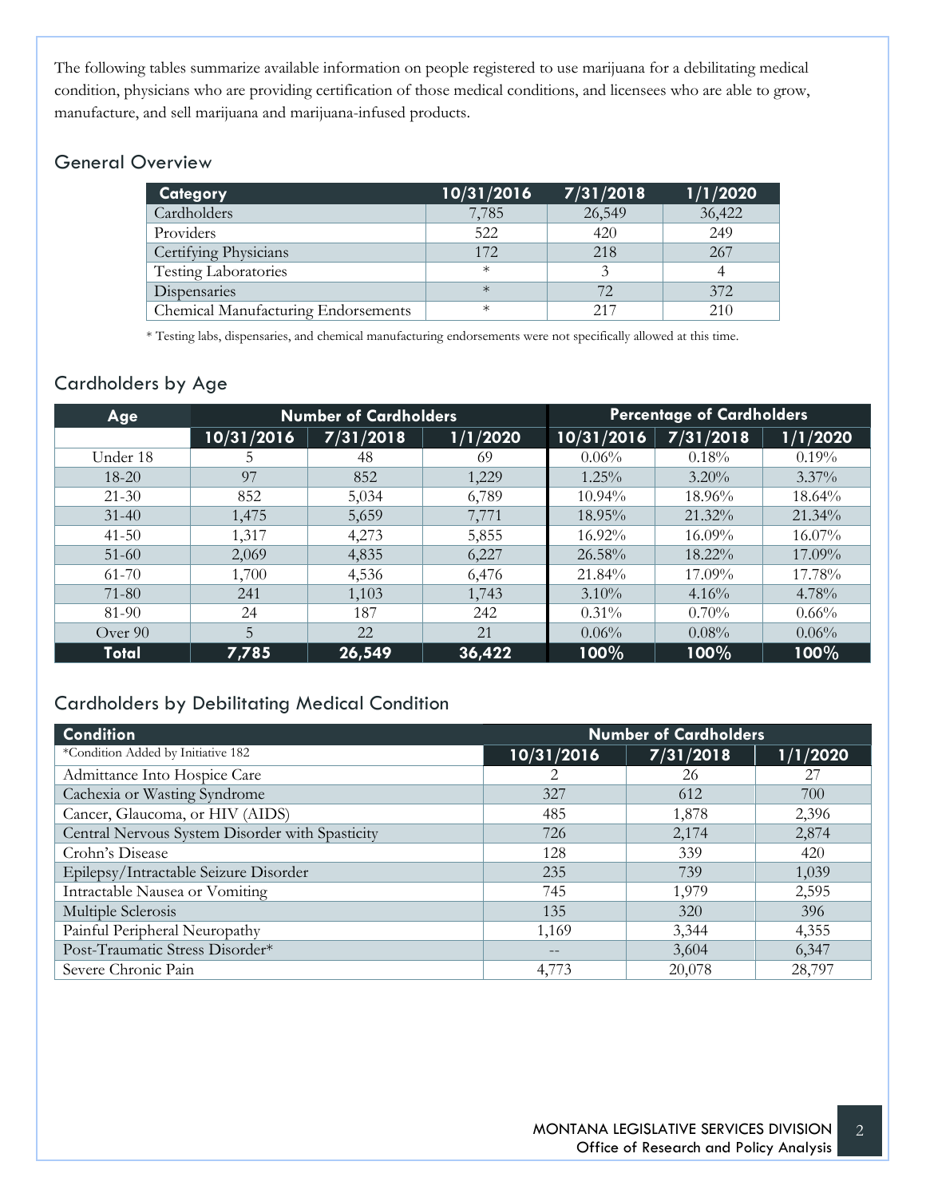The following tables summarize available information on people registered to use marijuana for a debilitating medical condition, physicians who are providing certification of those medical conditions, and licensees who are able to grow, manufacture, and sell marijuana and marijuana-infused products.

## General Overview

| Category | 10/31/2016 | 7/31/2018 | 1/1/2020 |
|---|---|---|---|
| Cardholders | 7,785 | 26,549 | 36,422 |
| Providers | 522 | 420 | 249 |
| Certifying Physicians | 172 | 218 | 267 |
| Testing Laboratories | * | 3 | 4 |
| Dispensaries | * | 72 | 372 |
| Chemical Manufacturing Endorsements | * | 217 | 210 |

* Testing labs, dispensaries, and chemical manufacturing endorsements were not specifically allowed at this time.

## Cardholders by Age

| Age | Number of Cardholders | | | Percentage of Cardholders | | |
|---|---|---|---|---|---|---|
| | 10/31/2016 | 7/31/2018 | 1/1/2020 | 10/31/2016 | 7/31/2018 | 1/1/2020 |
| Under 18 | 5 | 48 | 69 | 0.06% | 0.18% | 0.19% |
| 18-20 | 97 | 852 | 1,229 | 1.25% | 3.20% | 3.37% |
| 21-30 | 852 | 5,034 | 6,789 | 10.94% | 18.96% | 18.64% |
| 31-40 | 1,475 | 5,659 | 7,771 | 18.95% | 21.32% | 21.34% |
| 41-50 | 1,317 | 4,273 | 5,855 | 16.92% | 16.09% | 16.07% |
| 51-60 | 2,069 | 4,835 | 6,227 | 26.58% | 18.22% | 17.09% |
| 61-70 | 1,700 | 4,536 | 6,476 | 21.84% | 17.09% | 17.78% |
| 71-80 | 241 | 1,103 | 1,743 | 3.10% | 4.16% | 4.78% |
| 81-90 | 24 | 187 | 242 | 0.31% | 0.70% | 0.66% |
| Over 90 | 5 | 22 | 21 | 0.06% | 0.08% | 0.06% |
| **Total** | **7,785** | **26,549** | **36,422** | **100%** | **100%** | **100%** |

## Cardholders by Debilitating Medical Condition

| Condition | Number of Cardholders | | |
|---|---|---|---|
| *Condition Added by Initiative 182 | 10/31/2016 | 7/31/2018 | 1/1/2020 |
| Admittance Into Hospice Care | 2 | 26 | 27 |
| Cachexia or Wasting Syndrome | 327 | 612 | 700 |
| Cancer, Glaucoma, or HIV (AIDS) | 485 | 1,878 | 2,396 |
| Central Nervous System Disorder with Spasticity | 726 | 2,174 | 2,874 |
| Crohn's Disease | 128 | 339 | 420 |
| Epilepsy/Intractable Seizure Disorder | 235 | 739 | 1,039 |
| Intractable Nausea or Vomiting | 745 | 1,979 | 2,595 |
| Multiple Sclerosis | 135 | 320 | 396 |
| Painful Peripheral Neuropathy | 1,169 | 3,344 | 4,355 |
| Post-Traumatic Stress Disorder* | -- | 3,604 | 6,347 |
| Severe Chronic Pain | 4,773 | 20,078 | 28,797 |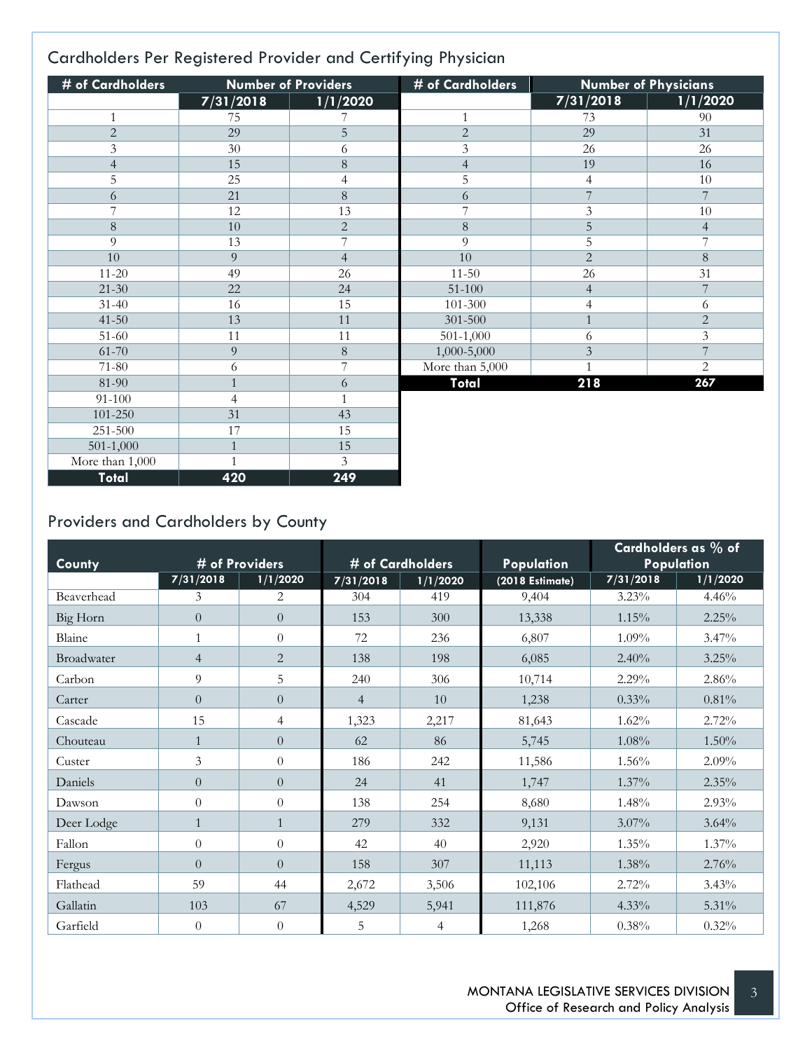## Cardholders Per Registered Provider and Certifying Physician

| # of Cardholders | Number of Providers | |
|---|---|---|
| | 7/31/2018 | 1/1/2020 |
| 1 | 75 | 7 |
| 2 | 29 | 5 |
| 3 | 30 | 6 |
| 4 | 15 | 8 |
| 5 | 25 | 4 |
| 6 | 21 | 8 |
| 7 | 12 | 13 |
| 8 | 10 | 2 |
| 9 | 13 | 7 |
| 10 | 9 | 4 |
| 11-20 | 49 | 26 |
| 21-30 | 22 | 24 |
| 31-40 | 16 | 15 |
| 41-50 | 13 | 11 |
| 51-60 | 11 | 11 |
| 61-70 | 9 | 8 |
| 71-80 | 6 | 7 |
| 81-90 | 1 | 6 |
| 91-100 | 4 | 1 |
| 101-250 | 31 | 43 |
| 251-500 | 17 | 15 |
| 501-1,000 | 1 | 15 |
| More than 1,000 | 1 | 3 |
| **Total** | **420** | **249** |

| # of Cardholders | Number of Physicians | |
|---|---|---|
| | 7/31/2018 | 1/1/2020 |
| 1 | 73 | 90 |
| 2 | 29 | 31 |
| 3 | 26 | 26 |
| 4 | 19 | 16 |
| 5 | 4 | 10 |
| 6 | 7 | 7 |
| 7 | 3 | 10 |
| 8 | 5 | 4 |
| 9 | 5 | 7 |
| 10 | 2 | 8 |
| 11-50 | 26 | 31 |
| 51-100 | 4 | 7 |
| 101-300 | 4 | 6 |
| 301-500 | 1 | 2 |
| 501-1,000 | 6 | 3 |
| 1,000-5,000 | 3 | 7 |
| More than 5,000 | 1 | 2 |
| **Total** | **218** | **267** |

## Providers and Cardholders by County

| County | # of Providers | | # of Cardholders | | Population | Cardholders as % of Population | |
|---|---|---|---|---|---|---|---|
| | 7/31/2018 | 1/1/2020 | 7/31/2018 | 1/1/2020 | (2018 Estimate) | 7/31/2018 | 1/1/2020 |
| Beaverhead | 3 | 2 | 304 | 419 | 9,404 | 3.23% | 4.46% |
| Big Horn | 0 | 0 | 153 | 300 | 13,338 | 1.15% | 2.25% |
| Blaine | 1 | 0 | 72 | 236 | 6,807 | 1.09% | 3.47% |
| Broadwater | 4 | 2 | 138 | 198 | 6,085 | 2.40% | 3.25% |
| Carbon | 9 | 5 | 240 | 306 | 10,714 | 2.29% | 2.86% |
| Carter | 0 | 0 | 4 | 10 | 1,238 | 0.33% | 0.81% |
| Cascade | 15 | 4 | 1,323 | 2,217 | 81,643 | 1.62% | 2.72% |
| Chouteau | 1 | 0 | 62 | 86 | 5,745 | 1.08% | 1.50% |
| Custer | 3 | 0 | 186 | 242 | 11,586 | 1.56% | 2.09% |
| Daniels | 0 | 0 | 24 | 41 | 1,747 | 1.37% | 2.35% |
| Dawson | 0 | 0 | 138 | 254 | 8,680 | 1.48% | 2.93% |
| Deer Lodge | 1 | 1 | 279 | 332 | 9,131 | 3.07% | 3.64% |
| Fallon | 0 | 0 | 42 | 40 | 2,920 | 1.35% | 1.37% |
| Fergus | 0 | 0 | 158 | 307 | 11,113 | 1.38% | 2.76% |
| Flathead | 59 | 44 | 2,672 | 3,506 | 102,106 | 2.72% | 3.43% |
| Gallatin | 103 | 67 | 4,529 | 5,941 | 111,876 | 4.33% | 5.31% |
| Garfield | 0 | 0 | 5 | 4 | 1,268 | 0.38% | 0.32% |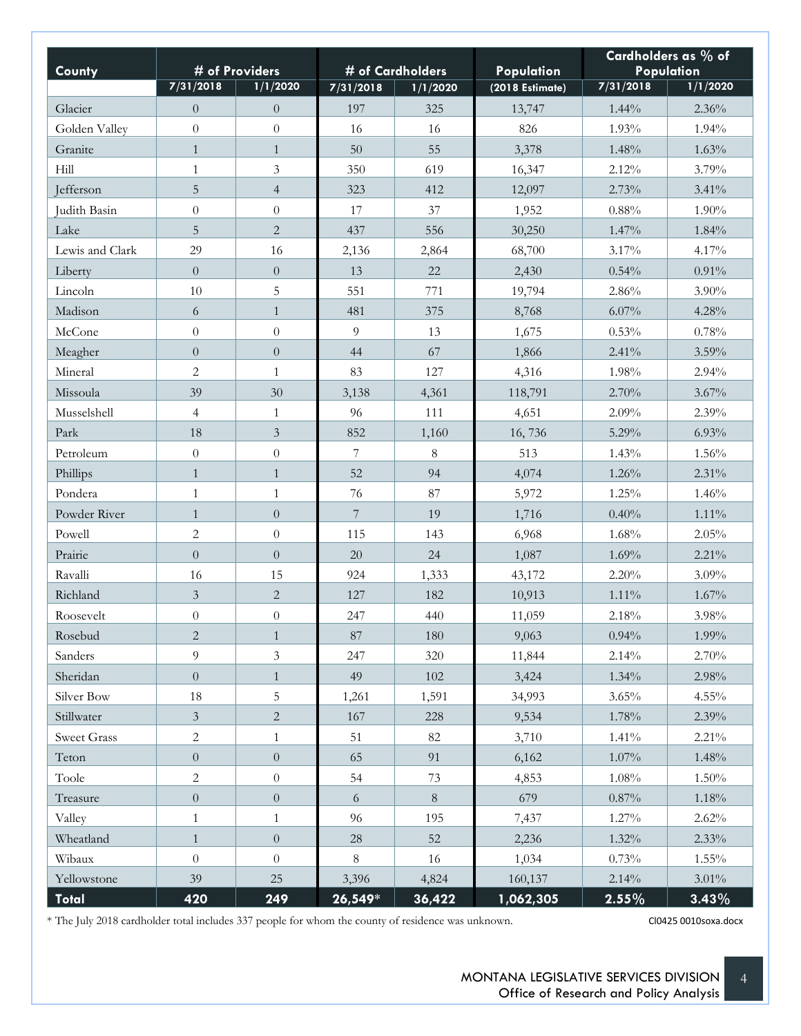| County | # of Providers | | # of Cardholders | | Population | Cardholders as % of Population | |
|---|---|---|---|---|---|---|---|
| | 7/31/2018 | 1/1/2020 | 7/31/2018 | 1/1/2020 | (2018 Estimate) | 7/31/2018 | 1/1/2020 |
| Glacier | 0 | 0 | 197 | 325 | 13,747 | 1.44% | 2.36% |
| Golden Valley | 0 | 0 | 16 | 16 | 826 | 1.93% | 1.94% |
| Granite | 1 | 1 | 50 | 55 | 3,378 | 1.48% | 1.63% |
| Hill | 1 | 3 | 350 | 619 | 16,347 | 2.12% | 3.79% |
| Jefferson | 5 | 4 | 323 | 412 | 12,097 | 2.73% | 3.41% |
| Judith Basin | 0 | 0 | 17 | 37 | 1,952 | 0.88% | 1.90% |
| Lake | 5 | 2 | 437 | 556 | 30,250 | 1.47% | 1.84% |
| Lewis and Clark | 29 | 16 | 2,136 | 2,864 | 68,700 | 3.17% | 4.17% |
| Liberty | 0 | 0 | 13 | 22 | 2,430 | 0.54% | 0.91% |
| Lincoln | 10 | 5 | 551 | 771 | 19,794 | 2.86% | 3.90% |
| Madison | 6 | 1 | 481 | 375 | 8,768 | 6.07% | 4.28% |
| McCone | 0 | 0 | 9 | 13 | 1,675 | 0.53% | 0.78% |
| Meagher | 0 | 0 | 44 | 67 | 1,866 | 2.41% | 3.59% |
| Mineral | 2 | 1 | 83 | 127 | 4,316 | 1.98% | 2.94% |
| Missoula | 39 | 30 | 3,138 | 4,361 | 118,791 | 2.70% | 3.67% |
| Musselshell | 4 | 1 | 96 | 111 | 4,651 | 2.09% | 2.39% |
| Park | 18 | 3 | 852 | 1,160 | 16, 736 | 5.29% | 6.93% |
| Petroleum | 0 | 0 | 7 | 8 | 513 | 1.43% | 1.56% |
| Phillips | 1 | 1 | 52 | 94 | 4,074 | 1.26% | 2.31% |
| Pondera | 1 | 1 | 76 | 87 | 5,972 | 1.25% | 1.46% |
| Powder River | 1 | 0 | 7 | 19 | 1,716 | 0.40% | 1.11% |
| Powell | 2 | 0 | 115 | 143 | 6,968 | 1.68% | 2.05% |
| Prairie | 0 | 0 | 20 | 24 | 1,087 | 1.69% | 2.21% |
| Ravalli | 16 | 15 | 924 | 1,333 | 43,172 | 2.20% | 3.09% |
| Richland | 3 | 2 | 127 | 182 | 10,913 | 1.11% | 1.67% |
| Roosevelt | 0 | 0 | 247 | 440 | 11,059 | 2.18% | 3.98% |
| Rosebud | 2 | 1 | 87 | 180 | 9,063 | 0.94% | 1.99% |
| Sanders | 9 | 3 | 247 | 320 | 11,844 | 2.14% | 2.70% |
| Sheridan | 0 | 1 | 49 | 102 | 3,424 | 1.34% | 2.98% |
| Silver Bow | 18 | 5 | 1,261 | 1,591 | 34,993 | 3.65% | 4.55% |
| Stillwater | 3 | 2 | 167 | 228 | 9,534 | 1.78% | 2.39% |
| Sweet Grass | 2 | 1 | 51 | 82 | 3,710 | 1.41% | 2.21% |
| Teton | 0 | 0 | 65 | 91 | 6,162 | 1.07% | 1.48% |
| Toole | 2 | 0 | 54 | 73 | 4,853 | 1.08% | 1.50% |
| Treasure | 0 | 0 | 6 | 8 | 679 | 0.87% | 1.18% |
| Valley | 1 | 1 | 96 | 195 | 7,437 | 1.27% | 2.62% |
| Wheatland | 1 | 0 | 28 | 52 | 2,236 | 1.32% | 2.33% |
| Wibaux | 0 | 0 | 8 | 16 | 1,034 | 0.73% | 1.55% |
| Yellowstone | 39 | 25 | 3,396 | 4,824 | 160,137 | 2.14% | 3.01% |
| **Total** | **420** | **249** | **26,549*** | **36,422** | **1,062,305** | **2.55%** | **3.43%** |

* The July 2018 cardholder total includes 337 people for whom the county of residence was unknown.

Cl0425 0010soxa.docx